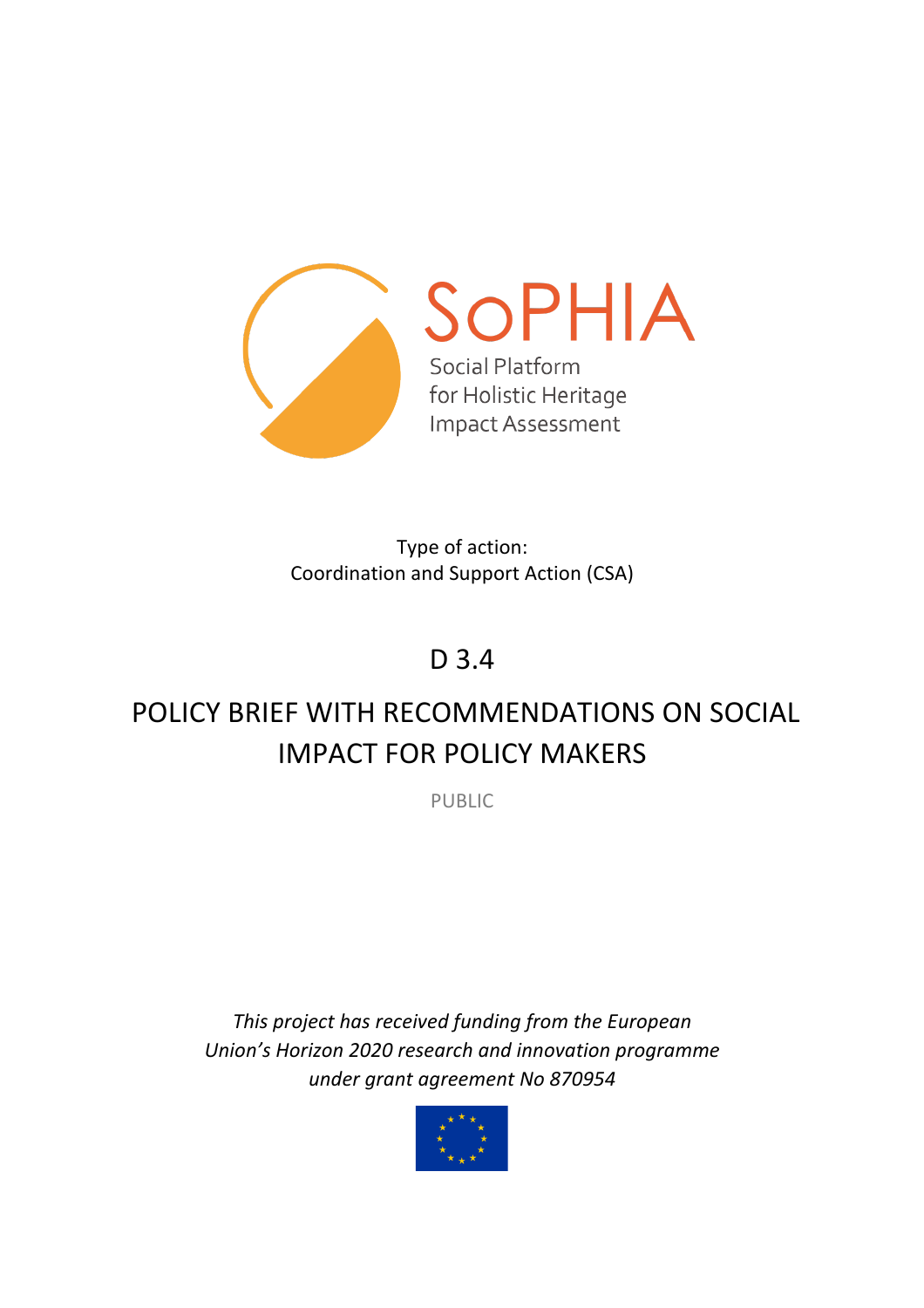SoPHIA

Social Platform for Holistic Heritage Impact Assessment

Type of action:
Coordination and Support Action (CSA)

# D 3.4

# POLICY BRIEF WITH RECOMMENDATIONS ON SOCIAL IMPACT FOR POLICY MAKERS

PUBLIC

*This project has received funding from the European Union's Horizon 2020 research and innovation programme under grant agreement No 870954*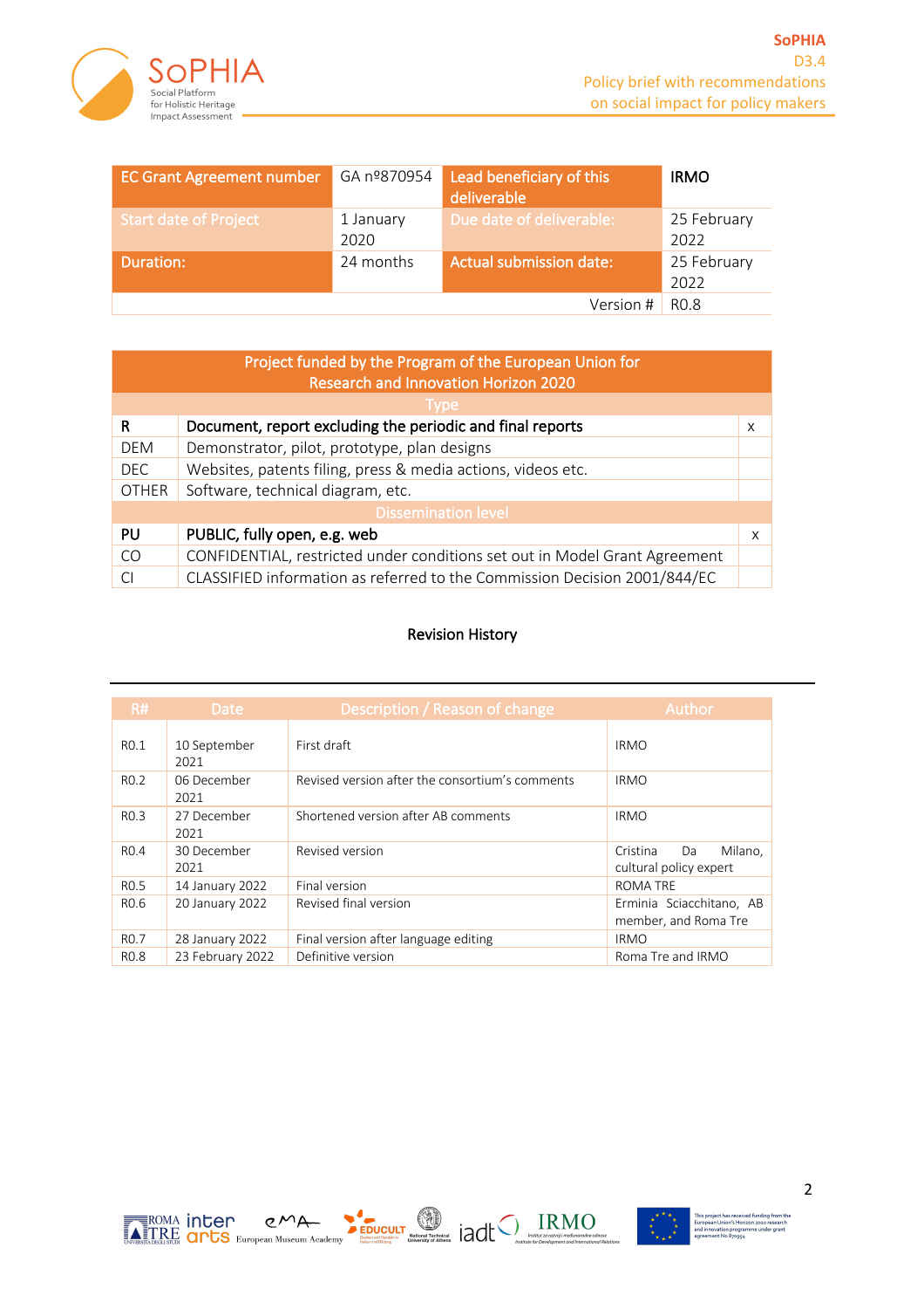| EC Grant Agreement number | GA nº870954 | Lead beneficiary of this deliverable | IRMO |
|---|---|---|---|
| Start date of Project | 1 January 2020 | Due date of deliverable: | 25 February 2022 |
| Duration: | 24 months | Actual submission date: | 25 February 2022 |
| | | Version # | R0.8 |

| Project funded by the Program of the European Union for Research and Innovation Horizon 2020 | | |
|---|---|---|
| **Type** | | |
| **R** | **Document, report excluding the periodic and final reports** | x |
| DEM | Demonstrator, pilot, prototype, plan designs | |
| DEC | Websites, patents filing, press & media actions, videos etc. | |
| OTHER | Software, technical diagram, etc. | |
| **Dissemination level** | | |
| **PU** | **PUBLIC, fully open, e.g. web** | x |
| CO | CONFIDENTIAL, restricted under conditions set out in Model Grant Agreement | |
| CI | CLASSIFIED information as referred to the Commission Decision 2001/844/EC | |

## Revision History

| R# | Date | Description / Reason of change | Author |
|---|---|---|---|
| R0.1 | 10 September 2021 | First draft | IRMO |
| R0.2 | 06 December 2021 | Revised version after the consortium's comments | IRMO |
| R0.3 | 27 December 2021 | Shortened version after AB comments | IRMO |
| R0.4 | 30 December 2021 | Revised version | Cristina Da Milano, cultural policy expert |
| R0.5 | 14 January 2022 | Final version | ROMA TRE |
| R0.6 | 20 January 2022 | Revised final version | Erminia Sciacchitano, AB member, and Roma Tre |
| R0.7 | 28 January 2022 | Final version after language editing | IRMO |
| R0.8 | 23 February 2022 | Definitive version | Roma Tre and IRMO |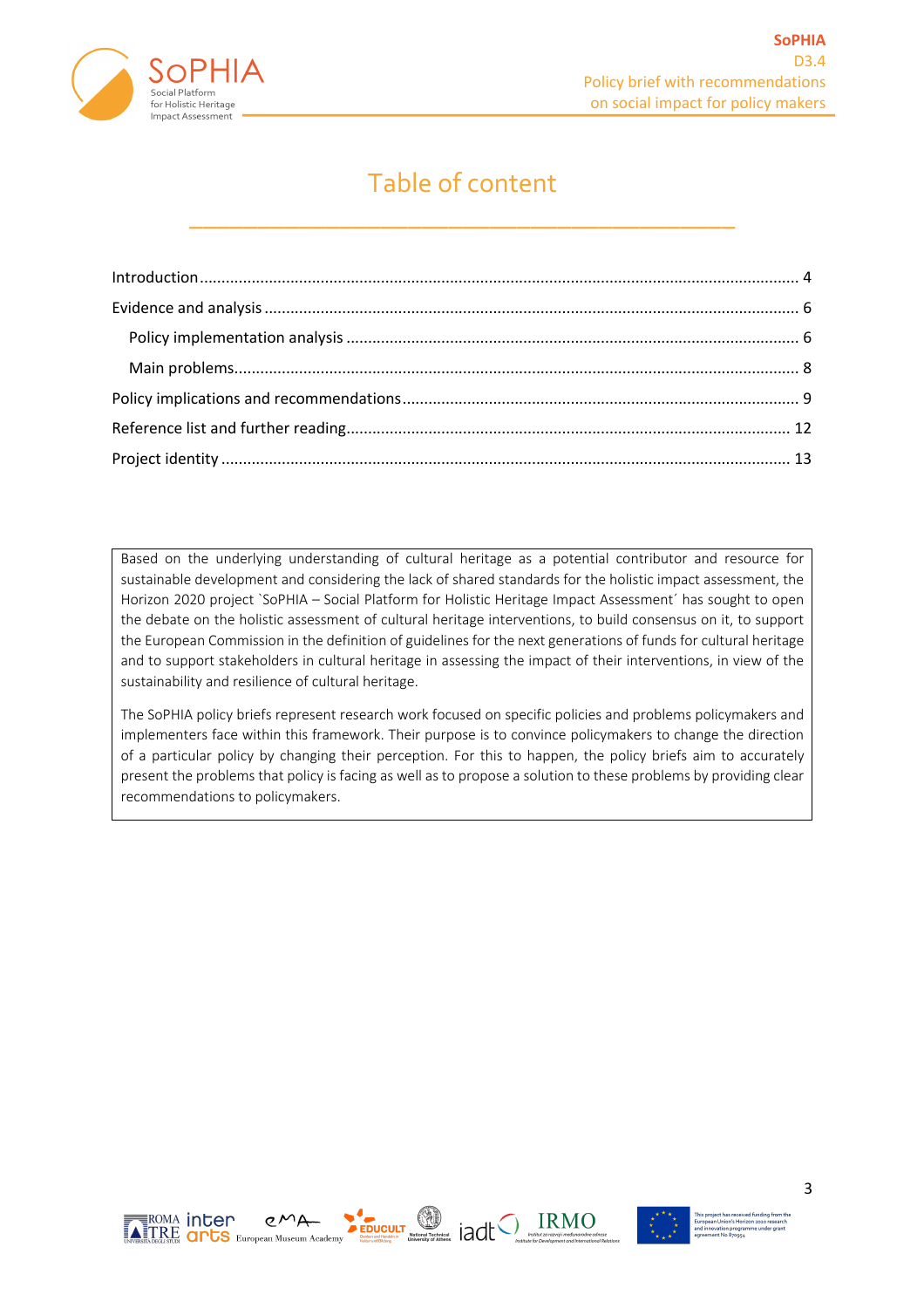# Table of content

Introduction ........................................................................................................................................ 4

Evidence and analysis ......................................................................................................................... 6

  Policy implementation analysis ...................................................................................................... 6

  Main problems................................................................................................................................ 8

Policy implications and recommendations.......................................................................................... 9

Reference list and further reading..................................................................................................... 12

Project identity ................................................................................................................................. 13

Based on the underlying understanding of cultural heritage as a potential contributor and resource for sustainable development and considering the lack of shared standards for the holistic impact assessment, the Horizon 2020 project `SoPHIA – Social Platform for Holistic Heritage Impact Assessment´ has sought to open the debate on the holistic assessment of cultural heritage interventions, to build consensus on it, to support the European Commission in the definition of guidelines for the next generations of funds for cultural heritage and to support stakeholders in cultural heritage in assessing the impact of their interventions, in view of the sustainability and resilience of cultural heritage.

The SoPHIA policy briefs represent research work focused on specific policies and problems policymakers and implementers face within this framework. Their purpose is to convince policymakers to change the direction of a particular policy by changing their perception. For this to happen, the policy briefs aim to accurately present the problems that policy is facing as well as to propose a solution to these problems by providing clear recommendations to policymakers.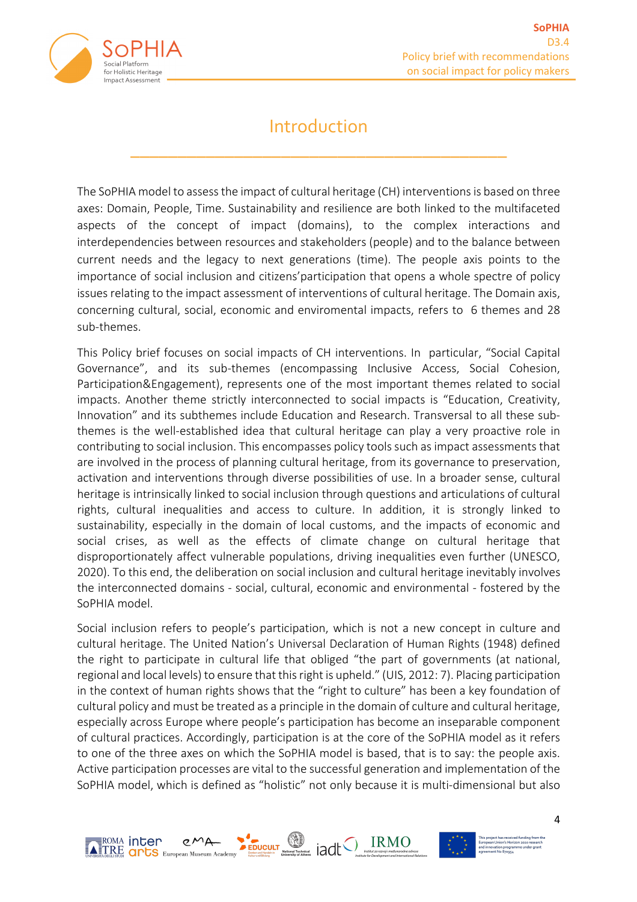# Introduction

The SoPHIA model to assess the impact of cultural heritage (CH) interventions is based on three axes: Domain, People, Time. Sustainability and resilience are both linked to the multifaceted aspects of the concept of impact (domains), to the complex interactions and interdependencies between resources and stakeholders (people) and to the balance between current needs and the legacy to next generations (time). The people axis points to the importance of social inclusion and citizens'participation that opens a whole spectre of policy issues relating to the impact assessment of interventions of cultural heritage. The Domain axis, concerning cultural, social, economic and enviromental impacts, refers to 6 themes and 28 sub-themes.

This Policy brief focuses on social impacts of CH interventions. In particular, "Social Capital Governance", and its sub-themes (encompassing Inclusive Access, Social Cohesion, Participation&Engagement), represents one of the most important themes related to social impacts. Another theme strictly interconnected to social impacts is "Education, Creativity, Innovation" and its subthemes include Education and Research. Transversal to all these sub-themes is the well-established idea that cultural heritage can play a very proactive role in contributing to social inclusion. This encompasses policy tools such as impact assessments that are involved in the process of planning cultural heritage, from its governance to preservation, activation and interventions through diverse possibilities of use. In a broader sense, cultural heritage is intrinsically linked to social inclusion through questions and articulations of cultural rights, cultural inequalities and access to culture. In addition, it is strongly linked to sustainability, especially in the domain of local customs, and the impacts of economic and social crises, as well as the effects of climate change on cultural heritage that disproportionately affect vulnerable populations, driving inequalities even further (UNESCO, 2020). To this end, the deliberation on social inclusion and cultural heritage inevitably involves the interconnected domains - social, cultural, economic and environmental - fostered by the SoPHIA model.

Social inclusion refers to people's participation, which is not a new concept in culture and cultural heritage. The United Nation's Universal Declaration of Human Rights (1948) defined the right to participate in cultural life that obliged "the part of governments (at national, regional and local levels) to ensure that this right is upheld." (UIS, 2012: 7). Placing participation in the context of human rights shows that the "right to culture" has been a key foundation of cultural policy and must be treated as a principle in the domain of culture and cultural heritage, especially across Europe where people's participation has become an inseparable component of cultural practices. Accordingly, participation is at the core of the SoPHIA model as it refers to one of the three axes on which the SoPHIA model is based, that is to say: the people axis. Active participation processes are vital to the successful generation and implementation of the SoPHIA model, which is defined as "holistic" not only because it is multi-dimensional but also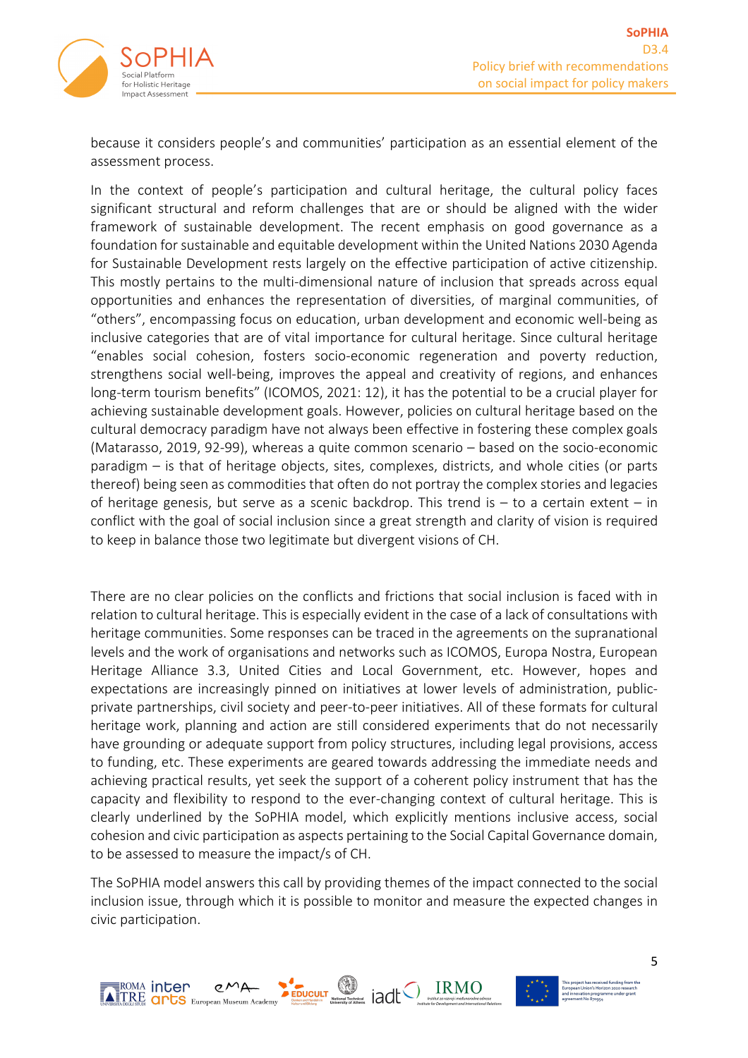because it considers people's and communities' participation as an essential element of the assessment process.

In the context of people's participation and cultural heritage, the cultural policy faces significant structural and reform challenges that are or should be aligned with the wider framework of sustainable development. The recent emphasis on good governance as a foundation for sustainable and equitable development within the United Nations 2030 Agenda for Sustainable Development rests largely on the effective participation of active citizenship. This mostly pertains to the multi-dimensional nature of inclusion that spreads across equal opportunities and enhances the representation of diversities, of marginal communities, of "others", encompassing focus on education, urban development and economic well-being as inclusive categories that are of vital importance for cultural heritage. Since cultural heritage "enables social cohesion, fosters socio-economic regeneration and poverty reduction, strengthens social well-being, improves the appeal and creativity of regions, and enhances long-term tourism benefits" (ICOMOS, 2021: 12), it has the potential to be a crucial player for achieving sustainable development goals. However, policies on cultural heritage based on the cultural democracy paradigm have not always been effective in fostering these complex goals (Matarasso, 2019, 92-99), whereas a quite common scenario – based on the socio-economic paradigm – is that of heritage objects, sites, complexes, districts, and whole cities (or parts thereof) being seen as commodities that often do not portray the complex stories and legacies of heritage genesis, but serve as a scenic backdrop. This trend is – to a certain extent – in conflict with the goal of social inclusion since a great strength and clarity of vision is required to keep in balance those two legitimate but divergent visions of CH.

There are no clear policies on the conflicts and frictions that social inclusion is faced with in relation to cultural heritage. This is especially evident in the case of a lack of consultations with heritage communities. Some responses can be traced in the agreements on the supranational levels and the work of organisations and networks such as ICOMOS, Europa Nostra, European Heritage Alliance 3.3, United Cities and Local Government, etc. However, hopes and expectations are increasingly pinned on initiatives at lower levels of administration, public-private partnerships, civil society and peer-to-peer initiatives. All of these formats for cultural heritage work, planning and action are still considered experiments that do not necessarily have grounding or adequate support from policy structures, including legal provisions, access to funding, etc. These experiments are geared towards addressing the immediate needs and achieving practical results, yet seek the support of a coherent policy instrument that has the capacity and flexibility to respond to the ever-changing context of cultural heritage. This is clearly underlined by the SoPHIA model, which explicitly mentions inclusive access, social cohesion and civic participation as aspects pertaining to the Social Capital Governance domain, to be assessed to measure the impact/s of CH.

The SoPHIA model answers this call by providing themes of the impact connected to the social inclusion issue, through which it is possible to monitor and measure the expected changes in civic participation.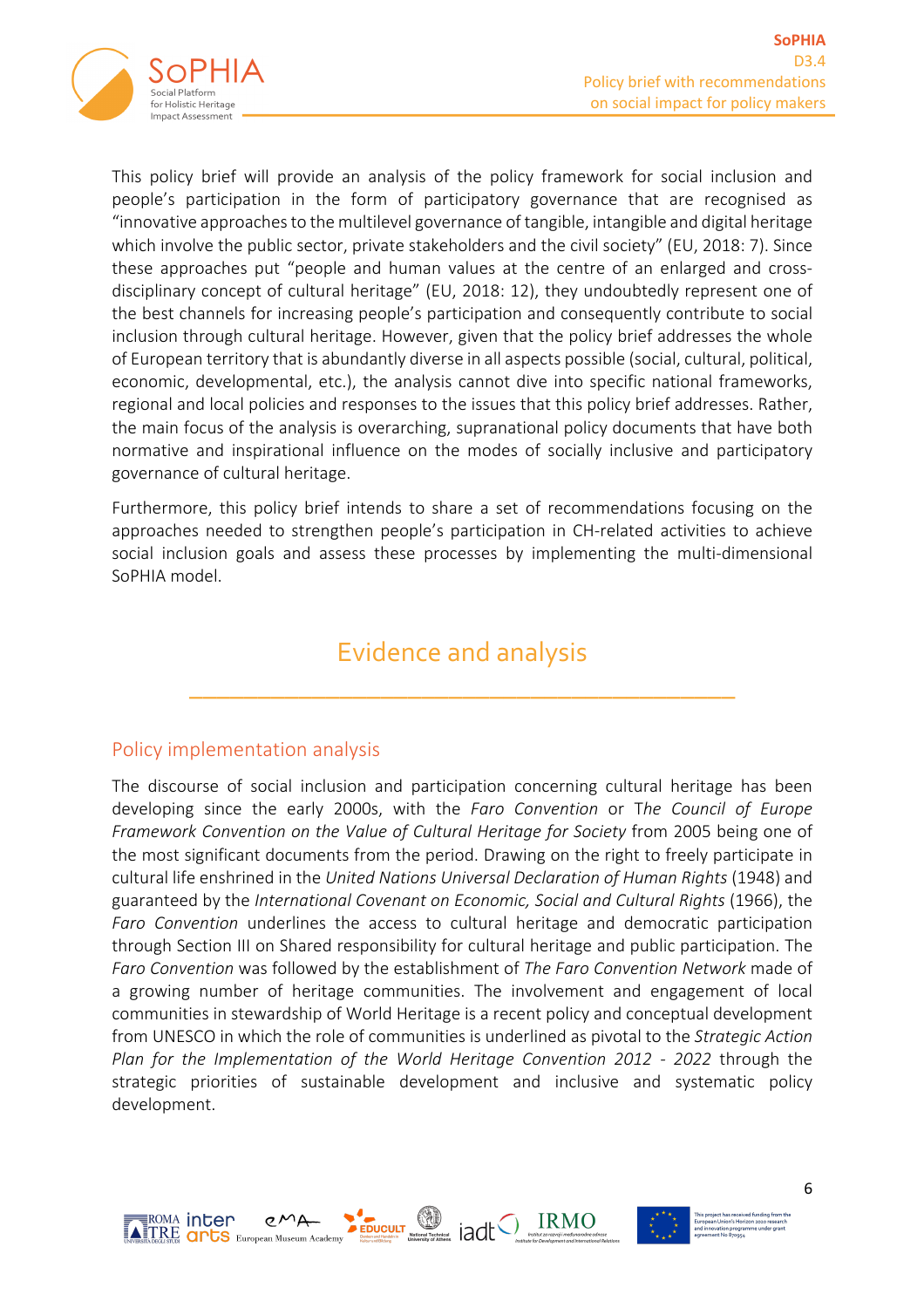This policy brief will provide an analysis of the policy framework for social inclusion and people's participation in the form of participatory governance that are recognised as "innovative approaches to the multilevel governance of tangible, intangible and digital heritage which involve the public sector, private stakeholders and the civil society" (EU, 2018: 7). Since these approaches put "people and human values at the centre of an enlarged and cross-disciplinary concept of cultural heritage" (EU, 2018: 12), they undoubtedly represent one of the best channels for increasing people's participation and consequently contribute to social inclusion through cultural heritage. However, given that the policy brief addresses the whole of European territory that is abundantly diverse in all aspects possible (social, cultural, political, economic, developmental, etc.), the analysis cannot dive into specific national frameworks, regional and local policies and responses to the issues that this policy brief addresses. Rather, the main focus of the analysis is overarching, supranational policy documents that have both normative and inspirational influence on the modes of socially inclusive and participatory governance of cultural heritage.

Furthermore, this policy brief intends to share a set of recommendations focusing on the approaches needed to strengthen people's participation in CH-related activities to achieve social inclusion goals and assess these processes by implementing the multi-dimensional SoPHIA model.

# Evidence and analysis

## Policy implementation analysis

The discourse of social inclusion and participation concerning cultural heritage has been developing since the early 2000s, with the *Faro Convention* or The *Council of Europe Framework Convention on the Value of Cultural Heritage for Society* from 2005 being one of the most significant documents from the period. Drawing on the right to freely participate in cultural life enshrined in the *United Nations Universal Declaration of Human Rights* (1948) and guaranteed by the *International Covenant on Economic, Social and Cultural Rights* (1966), the *Faro Convention* underlines the access to cultural heritage and democratic participation through Section III on Shared responsibility for cultural heritage and public participation. The *Faro Convention* was followed by the establishment of *The Faro Convention Network* made of a growing number of heritage communities. The involvement and engagement of local communities in stewardship of World Heritage is a recent policy and conceptual development from UNESCO in which the role of communities is underlined as pivotal to the *Strategic Action Plan for the Implementation of the World Heritage Convention 2012 - 2022* through the strategic priorities of sustainable development and inclusive and systematic policy development.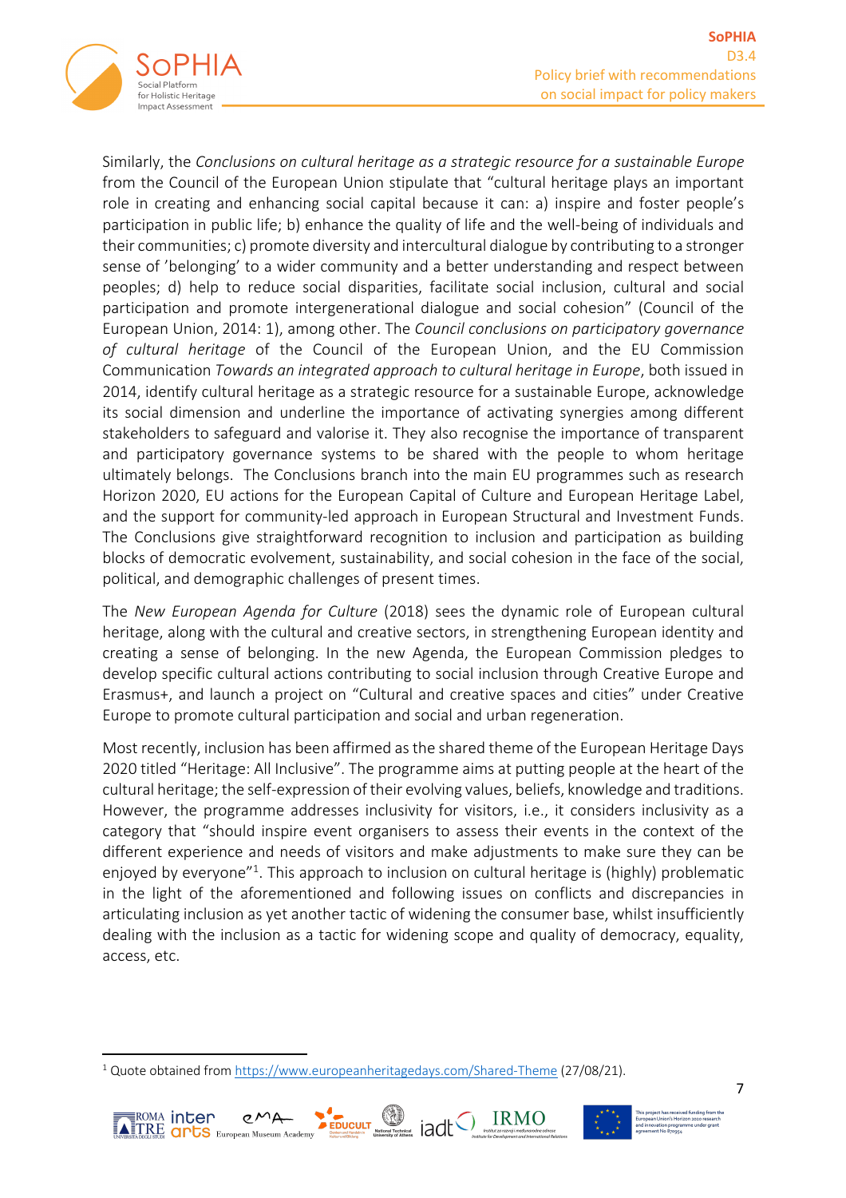Similarly, the *Conclusions on cultural heritage as a strategic resource for a sustainable Europe* from the Council of the European Union stipulate that "cultural heritage plays an important role in creating and enhancing social capital because it can: a) inspire and foster people's participation in public life; b) enhance the quality of life and the well-being of individuals and their communities; c) promote diversity and intercultural dialogue by contributing to a stronger sense of 'belonging' to a wider community and a better understanding and respect between peoples; d) help to reduce social disparities, facilitate social inclusion, cultural and social participation and promote intergenerational dialogue and social cohesion" (Council of the European Union, 2014: 1), among other. The *Council conclusions on participatory governance of cultural heritage* of the Council of the European Union, and the EU Commission Communication *Towards an integrated approach to cultural heritage in Europe*, both issued in 2014, identify cultural heritage as a strategic resource for a sustainable Europe, acknowledge its social dimension and underline the importance of activating synergies among different stakeholders to safeguard and valorise it. They also recognise the importance of transparent and participatory governance systems to be shared with the people to whom heritage ultimately belongs. The Conclusions branch into the main EU programmes such as research Horizon 2020, EU actions for the European Capital of Culture and European Heritage Label, and the support for community-led approach in European Structural and Investment Funds. The Conclusions give straightforward recognition to inclusion and participation as building blocks of democratic evolvement, sustainability, and social cohesion in the face of the social, political, and demographic challenges of present times.

The *New European Agenda for Culture* (2018) sees the dynamic role of European cultural heritage, along with the cultural and creative sectors, in strengthening European identity and creating a sense of belonging. In the new Agenda, the European Commission pledges to develop specific cultural actions contributing to social inclusion through Creative Europe and Erasmus+, and launch a project on "Cultural and creative spaces and cities" under Creative Europe to promote cultural participation and social and urban regeneration.

Most recently, inclusion has been affirmed as the shared theme of the European Heritage Days 2020 titled "Heritage: All Inclusive". The programme aims at putting people at the heart of the cultural heritage; the self-expression of their evolving values, beliefs, knowledge and traditions. However, the programme addresses inclusivity for visitors, i.e., it considers inclusivity as a category that "should inspire event organisers to assess their events in the context of the different experience and needs of visitors and make adjustments to make sure they can be enjoyed by everyone"[1]. This approach to inclusion on cultural heritage is (highly) problematic in the light of the aforementioned and following issues on conflicts and discrepancies in articulating inclusion as yet another tactic of widening the consumer base, whilst insufficiently dealing with the inclusion as a tactic for widening scope and quality of democracy, equality, access, etc.

[1] Quote obtained from https://www.europeanheritagedays.com/Shared-Theme (27/08/21).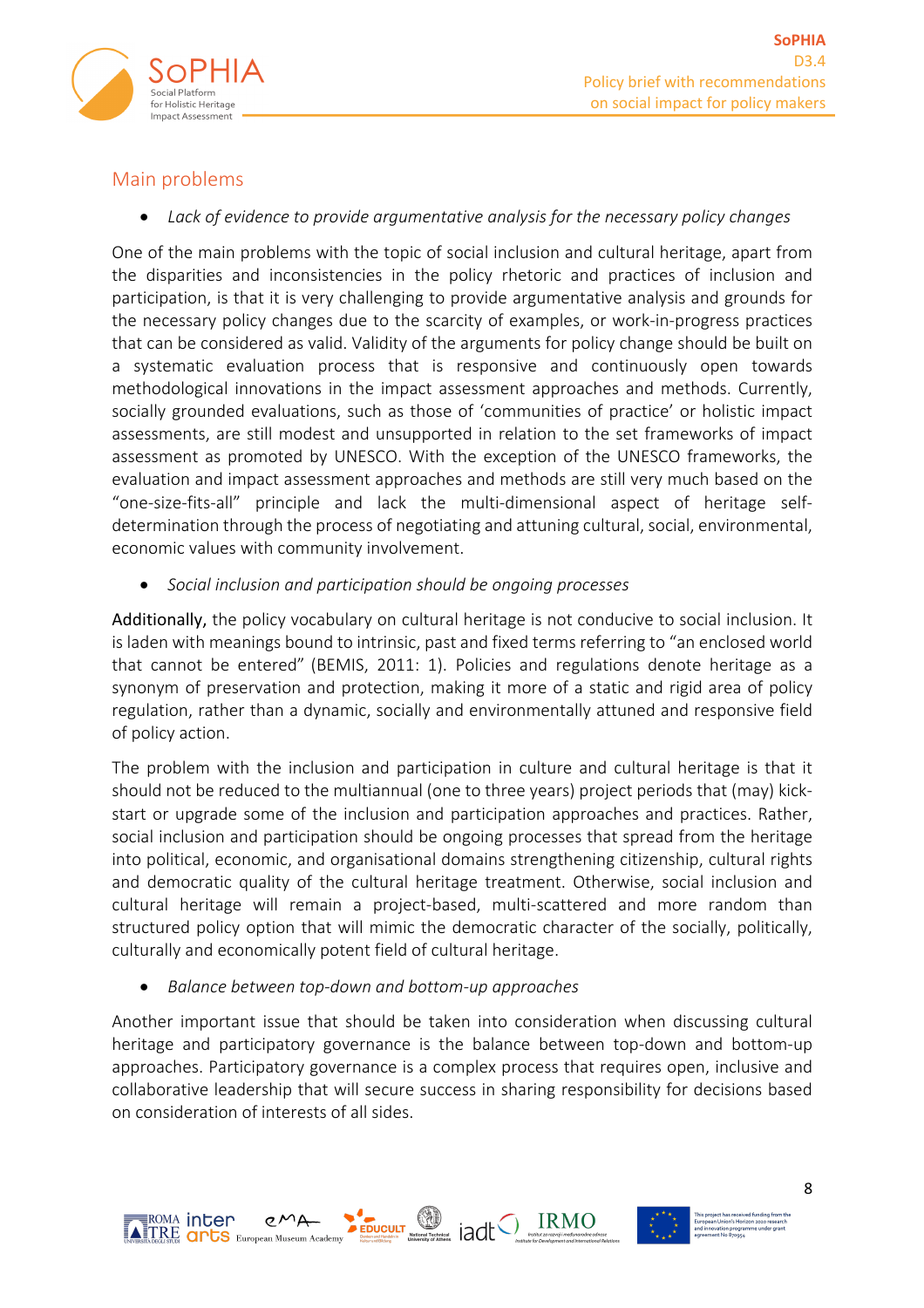## Main problems

- *Lack of evidence to provide argumentative analysis for the necessary policy changes*

One of the main problems with the topic of social inclusion and cultural heritage, apart from the disparities and inconsistencies in the policy rhetoric and practices of inclusion and participation, is that it is very challenging to provide argumentative analysis and grounds for the necessary policy changes due to the scarcity of examples, or work-in-progress practices that can be considered as valid. Validity of the arguments for policy change should be built on a systematic evaluation process that is responsive and continuously open towards methodological innovations in the impact assessment approaches and methods. Currently, socially grounded evaluations, such as those of 'communities of practice' or holistic impact assessments, are still modest and unsupported in relation to the set frameworks of impact assessment as promoted by UNESCO. With the exception of the UNESCO frameworks, the evaluation and impact assessment approaches and methods are still very much based on the "one-size-fits-all" principle and lack the multi-dimensional aspect of heritage self-determination through the process of negotiating and attuning cultural, social, environmental, economic values with community involvement.

- *Social inclusion and participation should be ongoing processes*

**Additionally,** the policy vocabulary on cultural heritage is not conducive to social inclusion. It is laden with meanings bound to intrinsic, past and fixed terms referring to "an enclosed world that cannot be entered" (BEMIS, 2011: 1). Policies and regulations denote heritage as a synonym of preservation and protection, making it more of a static and rigid area of policy regulation, rather than a dynamic, socially and environmentally attuned and responsive field of policy action.

The problem with the inclusion and participation in culture and cultural heritage is that it should not be reduced to the multiannual (one to three years) project periods that (may) kick-start or upgrade some of the inclusion and participation approaches and practices. Rather, social inclusion and participation should be ongoing processes that spread from the heritage into political, economic, and organisational domains strengthening citizenship, cultural rights and democratic quality of the cultural heritage treatment. Otherwise, social inclusion and cultural heritage will remain a project-based, multi-scattered and more random than structured policy option that will mimic the democratic character of the socially, politically, culturally and economically potent field of cultural heritage.

- *Balance between top-down and bottom-up approaches*

Another important issue that should be taken into consideration when discussing cultural heritage and participatory governance is the balance between top-down and bottom-up approaches. Participatory governance is a complex process that requires open, inclusive and collaborative leadership that will secure success in sharing responsibility for decisions based on consideration of interests of all sides.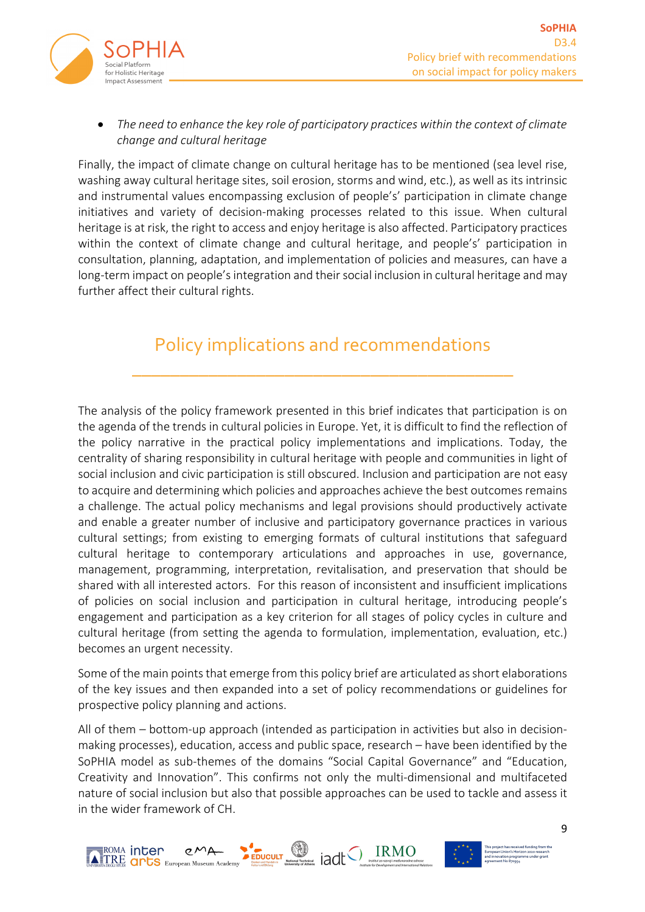- *The need to enhance the key role of participatory practices within the context of climate change and cultural heritage*

Finally, the impact of climate change on cultural heritage has to be mentioned (sea level rise, washing away cultural heritage sites, soil erosion, storms and wind, etc.), as well as its intrinsic and instrumental values encompassing exclusion of people's' participation in climate change initiatives and variety of decision-making processes related to this issue. When cultural heritage is at risk, the right to access and enjoy heritage is also affected. Participatory practices within the context of climate change and cultural heritage, and people's' participation in consultation, planning, adaptation, and implementation of policies and measures, can have a long-term impact on people's integration and their social inclusion in cultural heritage and may further affect their cultural rights.

## Policy implications and recommendations

The analysis of the policy framework presented in this brief indicates that participation is on the agenda of the trends in cultural policies in Europe. Yet, it is difficult to find the reflection of the policy narrative in the practical policy implementations and implications. Today, the centrality of sharing responsibility in cultural heritage with people and communities in light of social inclusion and civic participation is still obscured. Inclusion and participation are not easy to acquire and determining which policies and approaches achieve the best outcomes remains a challenge. The actual policy mechanisms and legal provisions should productively activate and enable a greater number of inclusive and participatory governance practices in various cultural settings; from existing to emerging formats of cultural institutions that safeguard cultural heritage to contemporary articulations and approaches in use, governance, management, programming, interpretation, revitalisation, and preservation that should be shared with all interested actors. For this reason of inconsistent and insufficient implications of policies on social inclusion and participation in cultural heritage, introducing people's engagement and participation as a key criterion for all stages of policy cycles in culture and cultural heritage (from setting the agenda to formulation, implementation, evaluation, etc.) becomes an urgent necessity.

Some of the main points that emerge from this policy brief are articulated as short elaborations of the key issues and then expanded into a set of policy recommendations or guidelines for prospective policy planning and actions.

All of them – bottom-up approach (intended as participation in activities but also in decision-making processes), education, access and public space, research – have been identified by the SoPHIA model as sub-themes of the domains "Social Capital Governance" and "Education, Creativity and Innovation". This confirms not only the multi-dimensional and multifaceted nature of social inclusion but also that possible approaches can be used to tackle and assess it in the wider framework of CH.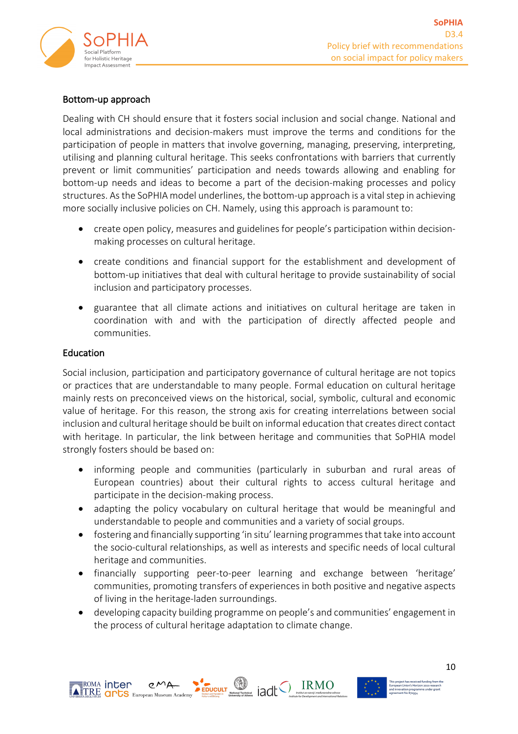### Bottom-up approach

Dealing with CH should ensure that it fosters social inclusion and social change. National and local administrations and decision-makers must improve the terms and conditions for the participation of people in matters that involve governing, managing, preserving, interpreting, utilising and planning cultural heritage. This seeks confrontations with barriers that currently prevent or limit communities' participation and needs towards allowing and enabling for bottom-up needs and ideas to become a part of the decision-making processes and policy structures. As the SoPHIA model underlines, the bottom-up approach is a vital step in achieving more socially inclusive policies on CH. Namely, using this approach is paramount to:

- create open policy, measures and guidelines for people's participation within decision-making processes on cultural heritage.
- create conditions and financial support for the establishment and development of bottom-up initiatives that deal with cultural heritage to provide sustainability of social inclusion and participatory processes.
- guarantee that all climate actions and initiatives on cultural heritage are taken in coordination with and with the participation of directly affected people and communities.

### Education

Social inclusion, participation and participatory governance of cultural heritage are not topics or practices that are understandable to many people. Formal education on cultural heritage mainly rests on preconceived views on the historical, social, symbolic, cultural and economic value of heritage. For this reason, the strong axis for creating interrelations between social inclusion and cultural heritage should be built on informal education that creates direct contact with heritage. In particular, the link between heritage and communities that SoPHIA model strongly fosters should be based on:

- informing people and communities (particularly in suburban and rural areas of European countries) about their cultural rights to access cultural heritage and participate in the decision-making process.
- adapting the policy vocabulary on cultural heritage that would be meaningful and understandable to people and communities and a variety of social groups.
- fostering and financially supporting 'in situ' learning programmes that take into account the socio-cultural relationships, as well as interests and specific needs of local cultural heritage and communities.
- financially supporting peer-to-peer learning and exchange between 'heritage' communities, promoting transfers of experiences in both positive and negative aspects of living in the heritage-laden surroundings.
- developing capacity building programme on people's and communities' engagement in the process of cultural heritage adaptation to climate change.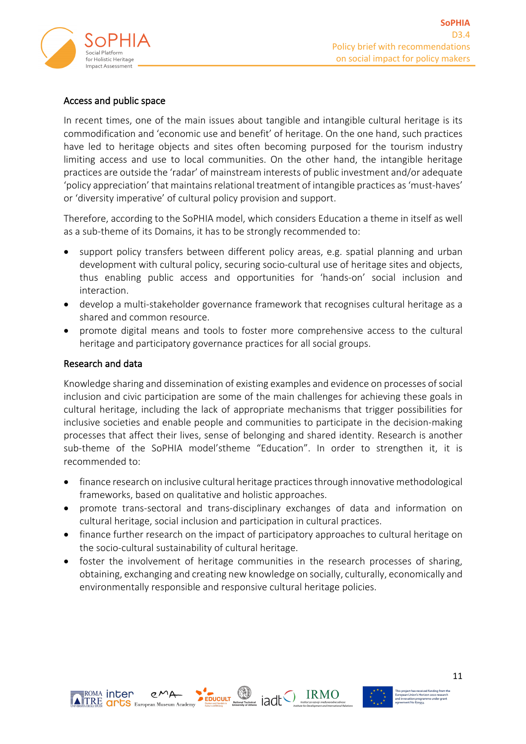### Access and public space

In recent times, one of the main issues about tangible and intangible cultural heritage is its commodification and 'economic use and benefit' of heritage. On the one hand, such practices have led to heritage objects and sites often becoming purposed for the tourism industry limiting access and use to local communities. On the other hand, the intangible heritage practices are outside the 'radar' of mainstream interests of public investment and/or adequate 'policy appreciation' that maintains relational treatment of intangible practices as 'must-haves' or 'diversity imperative' of cultural policy provision and support.

Therefore, according to the SoPHIA model, which considers Education a theme in itself as well as a sub-theme of its Domains, it has to be strongly recommended to:

- support policy transfers between different policy areas, e.g. spatial planning and urban development with cultural policy, securing socio-cultural use of heritage sites and objects, thus enabling public access and opportunities for 'hands-on' social inclusion and interaction.
- develop a multi-stakeholder governance framework that recognises cultural heritage as a shared and common resource.
- promote digital means and tools to foster more comprehensive access to the cultural heritage and participatory governance practices for all social groups.

### Research and data

Knowledge sharing and dissemination of existing examples and evidence on processes of social inclusion and civic participation are some of the main challenges for achieving these goals in cultural heritage, including the lack of appropriate mechanisms that trigger possibilities for inclusive societies and enable people and communities to participate in the decision-making processes that affect their lives, sense of belonging and shared identity. Research is another sub-theme of the SoPHIA model'stheme "Education". In order to strengthen it, it is recommended to:

- finance research on inclusive cultural heritage practices through innovative methodological frameworks, based on qualitative and holistic approaches.
- promote trans-sectoral and trans-disciplinary exchanges of data and information on cultural heritage, social inclusion and participation in cultural practices.
- finance further research on the impact of participatory approaches to cultural heritage on the socio-cultural sustainability of cultural heritage.
- foster the involvement of heritage communities in the research processes of sharing, obtaining, exchanging and creating new knowledge on socially, culturally, economically and environmentally responsible and responsive cultural heritage policies.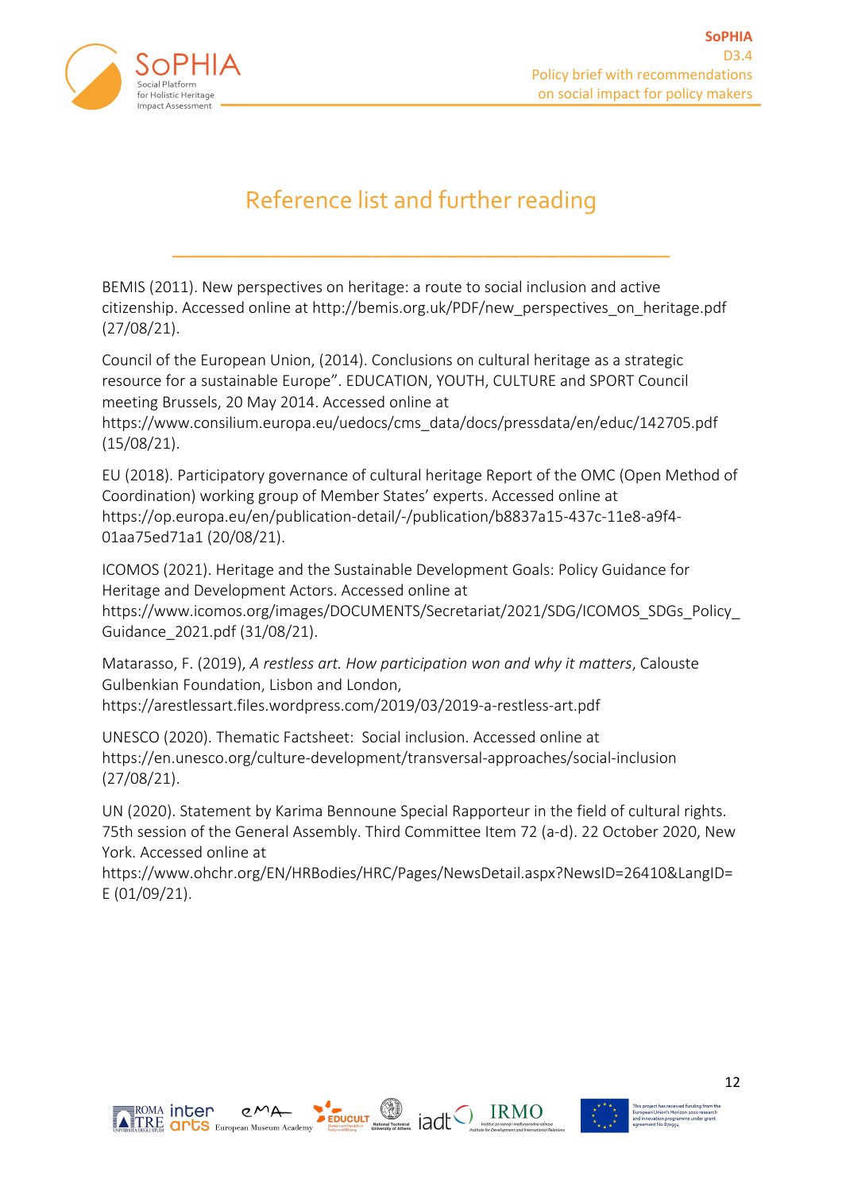# Reference list and further reading

BEMIS (2011). New perspectives on heritage: a route to social inclusion and active citizenship. Accessed online at http://bemis.org.uk/PDF/new_perspectives_on_heritage.pdf (27/08/21).

Council of the European Union, (2014). Conclusions on cultural heritage as a strategic resource for a sustainable Europe". EDUCATION, YOUTH, CULTURE and SPORT Council meeting Brussels, 20 May 2014. Accessed online at https://www.consilium.europa.eu/uedocs/cms_data/docs/pressdata/en/educ/142705.pdf (15/08/21).

EU (2018). Participatory governance of cultural heritage Report of the OMC (Open Method of Coordination) working group of Member States' experts. Accessed online at https://op.europa.eu/en/publication-detail/-/publication/b8837a15-437c-11e8-a9f4-01aa75ed71a1 (20/08/21).

ICOMOS (2021). Heritage and the Sustainable Development Goals: Policy Guidance for Heritage and Development Actors. Accessed online at https://www.icomos.org/images/DOCUMENTS/Secretariat/2021/SDG/ICOMOS_SDGs_Policy_Guidance_2021.pdf (31/08/21).

Matarasso, F. (2019), *A restless art. How participation won and why it matters*, Calouste Gulbenkian Foundation, Lisbon and London, https://arestlessart.files.wordpress.com/2019/03/2019-a-restless-art.pdf

UNESCO (2020). Thematic Factsheet: Social inclusion. Accessed online at https://en.unesco.org/culture-development/transversal-approaches/social-inclusion (27/08/21).

UN (2020). Statement by Karima Bennoune Special Rapporteur in the field of cultural rights. 75th session of the General Assembly. Third Committee Item 72 (a-d). 22 October 2020, New York. Accessed online at https://www.ohchr.org/EN/HRBodies/HRC/Pages/NewsDetail.aspx?NewsID=26410&LangID=E (01/09/21).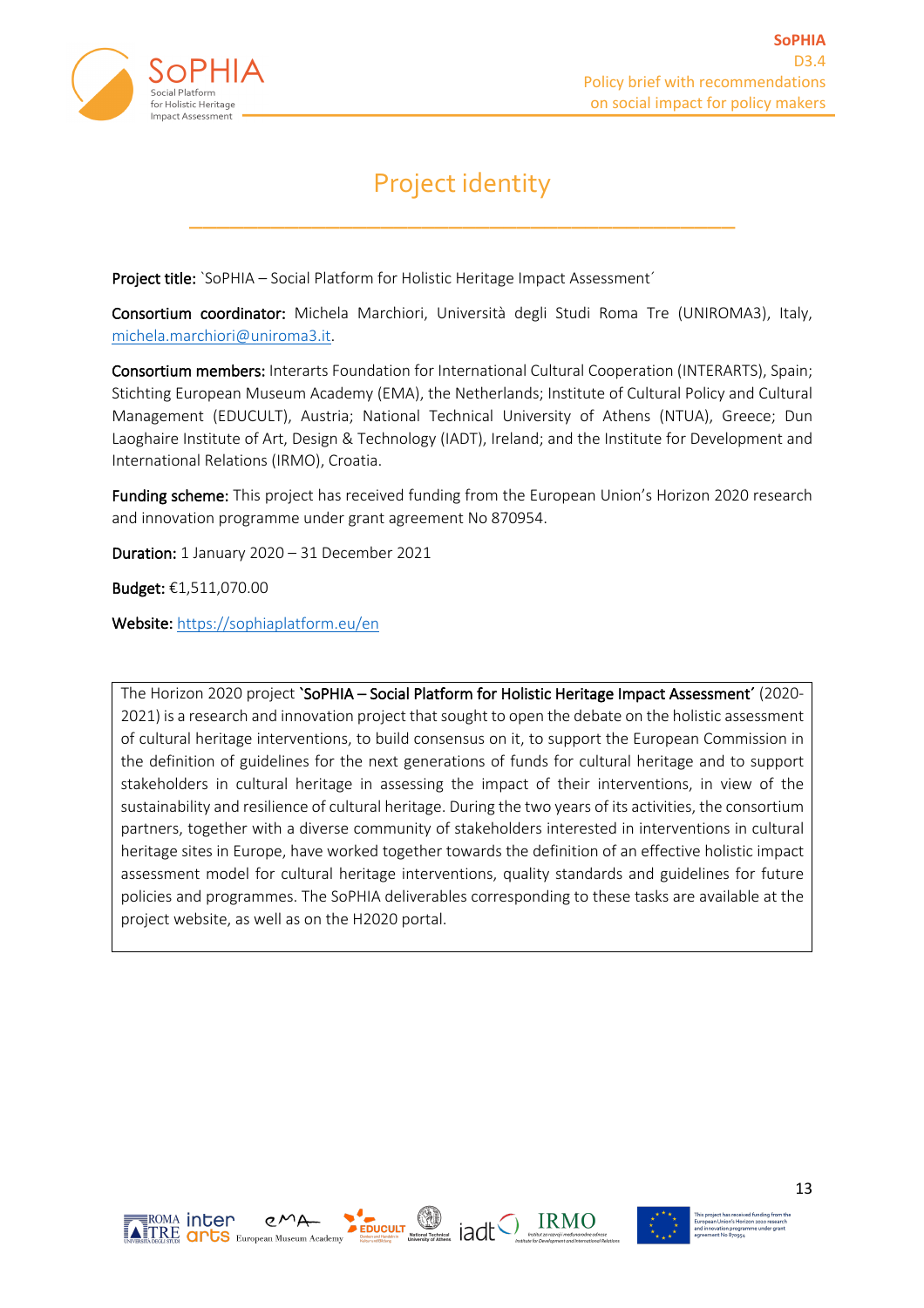# Project identity

**Project title:** `SoPHIA – Social Platform for Holistic Heritage Impact Assessment´

**Consortium coordinator:** Michela Marchiori, Università degli Studi Roma Tre (UNIROMA3), Italy, michela.marchiori@uniroma3.it.

**Consortium members:** Interarts Foundation for International Cultural Cooperation (INTERARTS), Spain; Stichting European Museum Academy (EMA), the Netherlands; Institute of Cultural Policy and Cultural Management (EDUCULT), Austria; National Technical University of Athens (NTUA), Greece; Dun Laoghaire Institute of Art, Design & Technology (IADT), Ireland; and the Institute for Development and International Relations (IRMO), Croatia.

**Funding scheme:** This project has received funding from the European Union's Horizon 2020 research and innovation programme under grant agreement No 870954.

**Duration:** 1 January 2020 – 31 December 2021

**Budget:** €1,511,070.00

**Website:** https://sophiaplatform.eu/en

The Horizon 2020 project **`SoPHIA – Social Platform for Holistic Heritage Impact Assessment´** (2020-2021) is a research and innovation project that sought to open the debate on the holistic assessment of cultural heritage interventions, to build consensus on it, to support the European Commission in the definition of guidelines for the next generations of funds for cultural heritage and to support stakeholders in cultural heritage in assessing the impact of their interventions, in view of the sustainability and resilience of cultural heritage. During the two years of its activities, the consortium partners, together with a diverse community of stakeholders interested in interventions in cultural heritage sites in Europe, have worked together towards the definition of an effective holistic impact assessment model for cultural heritage interventions, quality standards and guidelines for future policies and programmes. The SoPHIA deliverables corresponding to these tasks are available at the project website, as well as on the H2020 portal.